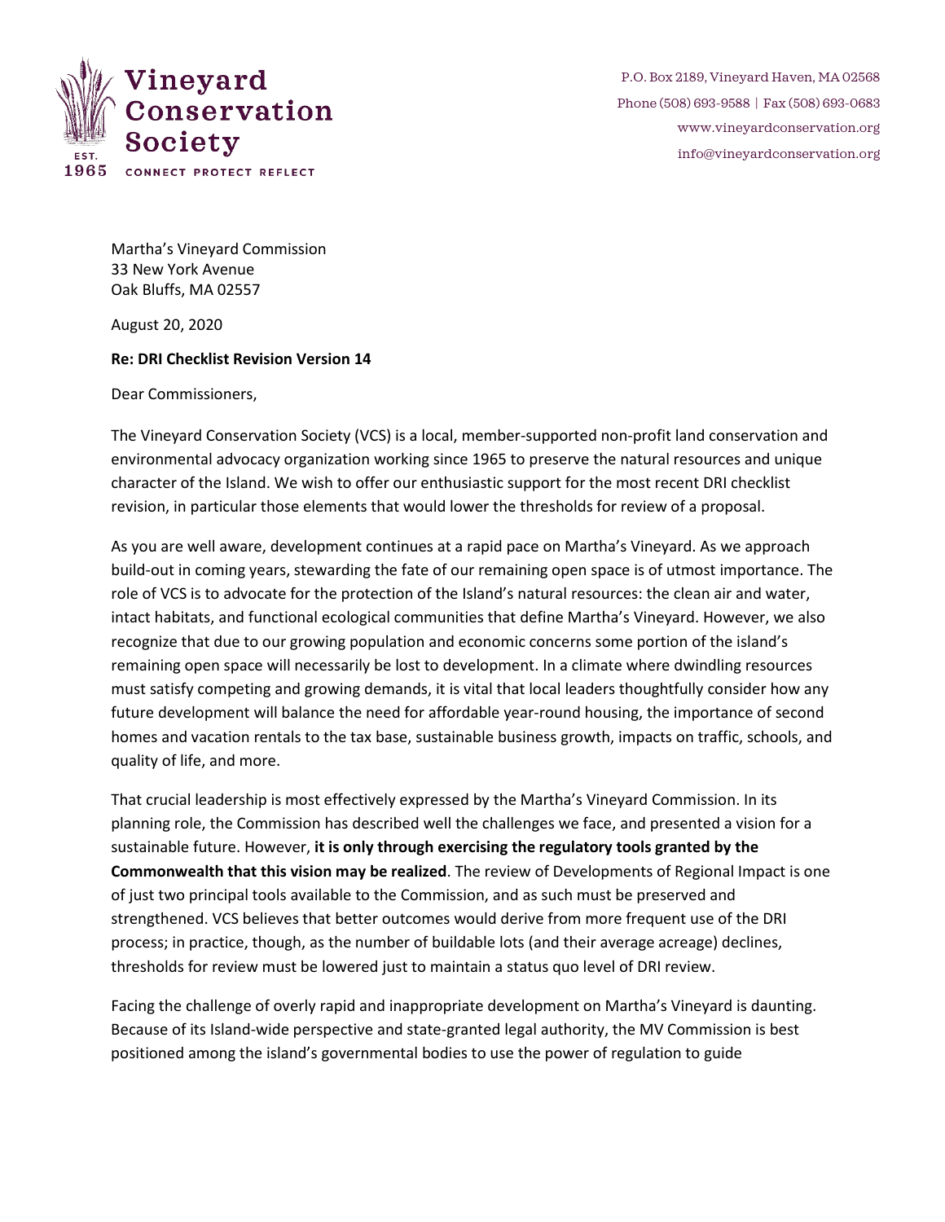**Vineyard Conservation Society**
EST. 1965
CONNECT PROTECT REFLECT

P.O. Box 2189, Vineyard Haven, MA 02568
Phone (508) 693-9588 | Fax (508) 693-0683
www.vineyardconservation.org
info@vineyardconservation.org

Martha's Vineyard Commission
33 New York Avenue
Oak Bluffs, MA 02557

August 20, 2020

**Re: DRI Checklist Revision Version 14**

Dear Commissioners,

The Vineyard Conservation Society (VCS) is a local, member-supported non-profit land conservation and environmental advocacy organization working since 1965 to preserve the natural resources and unique character of the Island. We wish to offer our enthusiastic support for the most recent DRI checklist revision, in particular those elements that would lower the thresholds for review of a proposal.

As you are well aware, development continues at a rapid pace on Martha's Vineyard. As we approach build-out in coming years, stewarding the fate of our remaining open space is of utmost importance. The role of VCS is to advocate for the protection of the Island's natural resources: the clean air and water, intact habitats, and functional ecological communities that define Martha's Vineyard. However, we also recognize that due to our growing population and economic concerns some portion of the island's remaining open space will necessarily be lost to development. In a climate where dwindling resources must satisfy competing and growing demands, it is vital that local leaders thoughtfully consider how any future development will balance the need for affordable year-round housing, the importance of second homes and vacation rentals to the tax base, sustainable business growth, impacts on traffic, schools, and quality of life, and more.

That crucial leadership is most effectively expressed by the Martha's Vineyard Commission. In its planning role, the Commission has described well the challenges we face, and presented a vision for a sustainable future. However, **it is only through exercising the regulatory tools granted by the Commonwealth that this vision may be realized**. The review of Developments of Regional Impact is one of just two principal tools available to the Commission, and as such must be preserved and strengthened. VCS believes that better outcomes would derive from more frequent use of the DRI process; in practice, though, as the number of buildable lots (and their average acreage) declines, thresholds for review must be lowered just to maintain a status quo level of DRI review.

Facing the challenge of overly rapid and inappropriate development on Martha's Vineyard is daunting. Because of its Island-wide perspective and state-granted legal authority, the MV Commission is best positioned among the island's governmental bodies to use the power of regulation to guide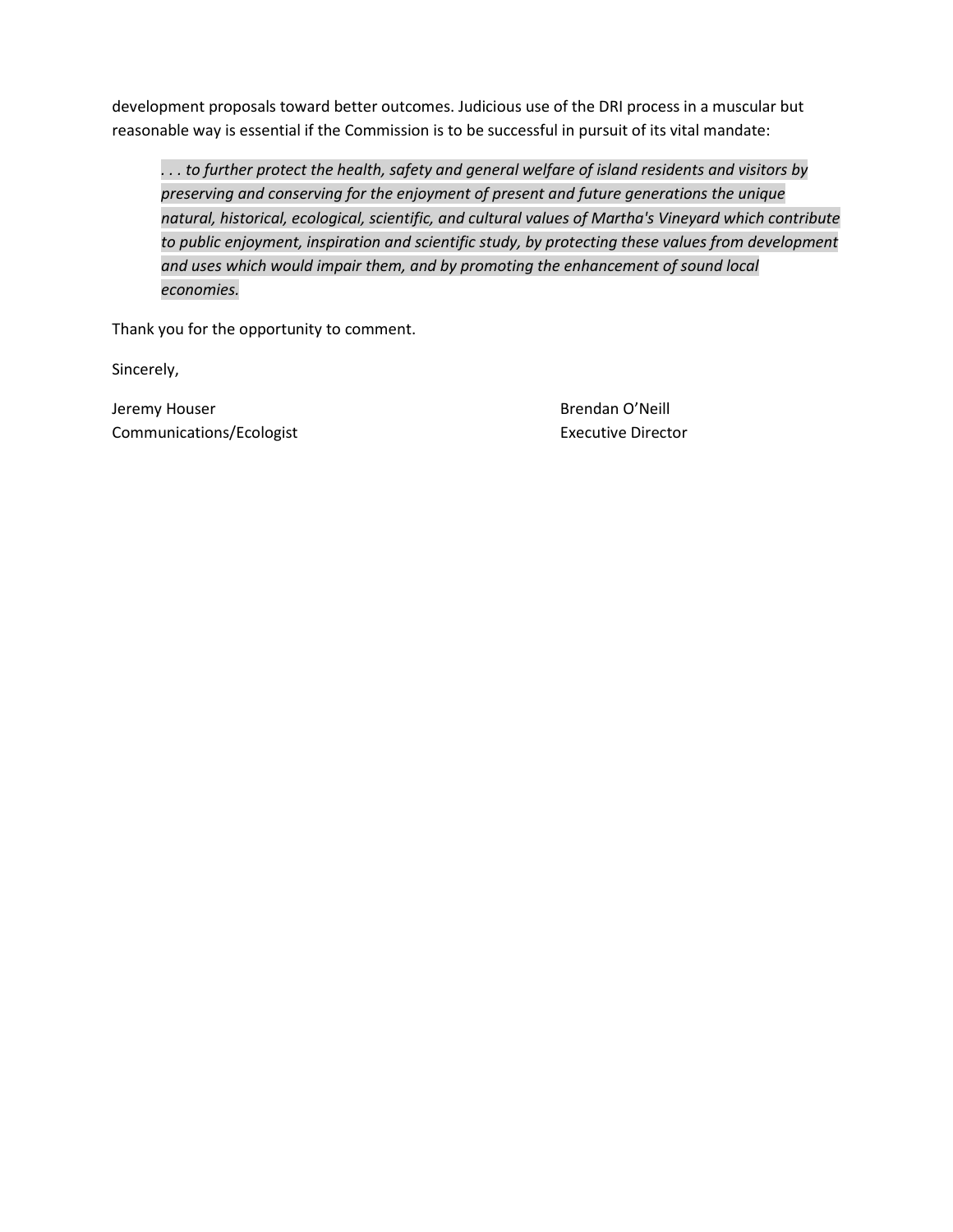development proposals toward better outcomes. Judicious use of the DRI process in a muscular but reasonable way is essential if the Commission is to be successful in pursuit of its vital mandate:

> *. . . to further protect the health, safety and general welfare of island residents and visitors by preserving and conserving for the enjoyment of present and future generations the unique natural, historical, ecological, scientific, and cultural values of Martha's Vineyard which contribute to public enjoyment, inspiration and scientific study, by protecting these values from development and uses which would impair them, and by promoting the enhancement of sound local economies.*

Thank you for the opportunity to comment.

Sincerely,

Jeremy Houser
Communications/Ecologist

Brendan O'Neill
Executive Director